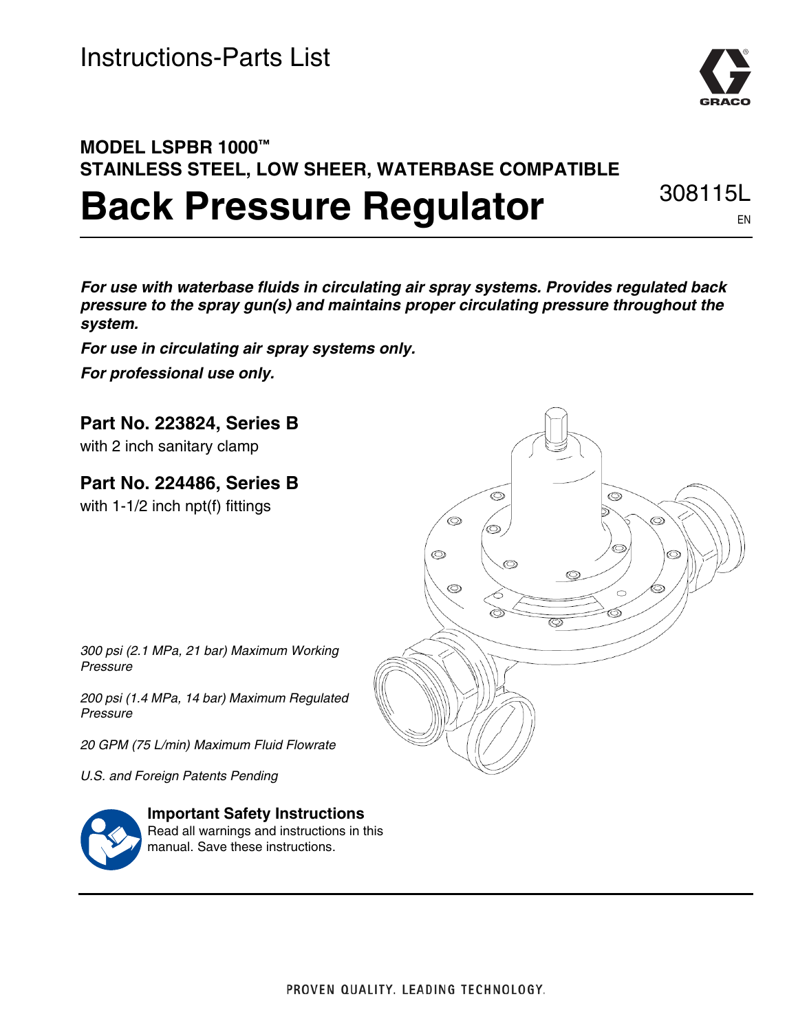Instructions-Parts List

**MODEL LSPBR 1000™**
**STAINLESS STEEL, LOW SHEER, WATERBASE COMPATIBLE**

# Back Pressure Regulator

308115L

EN

***For use with waterbase fluids in circulating air spray systems. Provides regulated back pressure to the spray gun(s) and maintains proper circulating pressure throughout the system.***

***For use in circulating air spray systems only.***

***For professional use only.***

## Part No. 223824, Series B

with 2 inch sanitary clamp

## Part No. 224486, Series B

with 1-1/2 inch npt(f) fittings

*300 psi (2.1 MPa, 21 bar) Maximum Working Pressure*

*200 psi (1.4 MPa, 14 bar) Maximum Regulated Pressure*

*20 GPM (75 L/min) Maximum Fluid Flowrate*

*U.S. and Foreign Patents Pending*

**Important Safety Instructions**
Read all warnings and instructions in this manual. Save these instructions.

PROVEN QUALITY. LEADING TECHNOLOGY.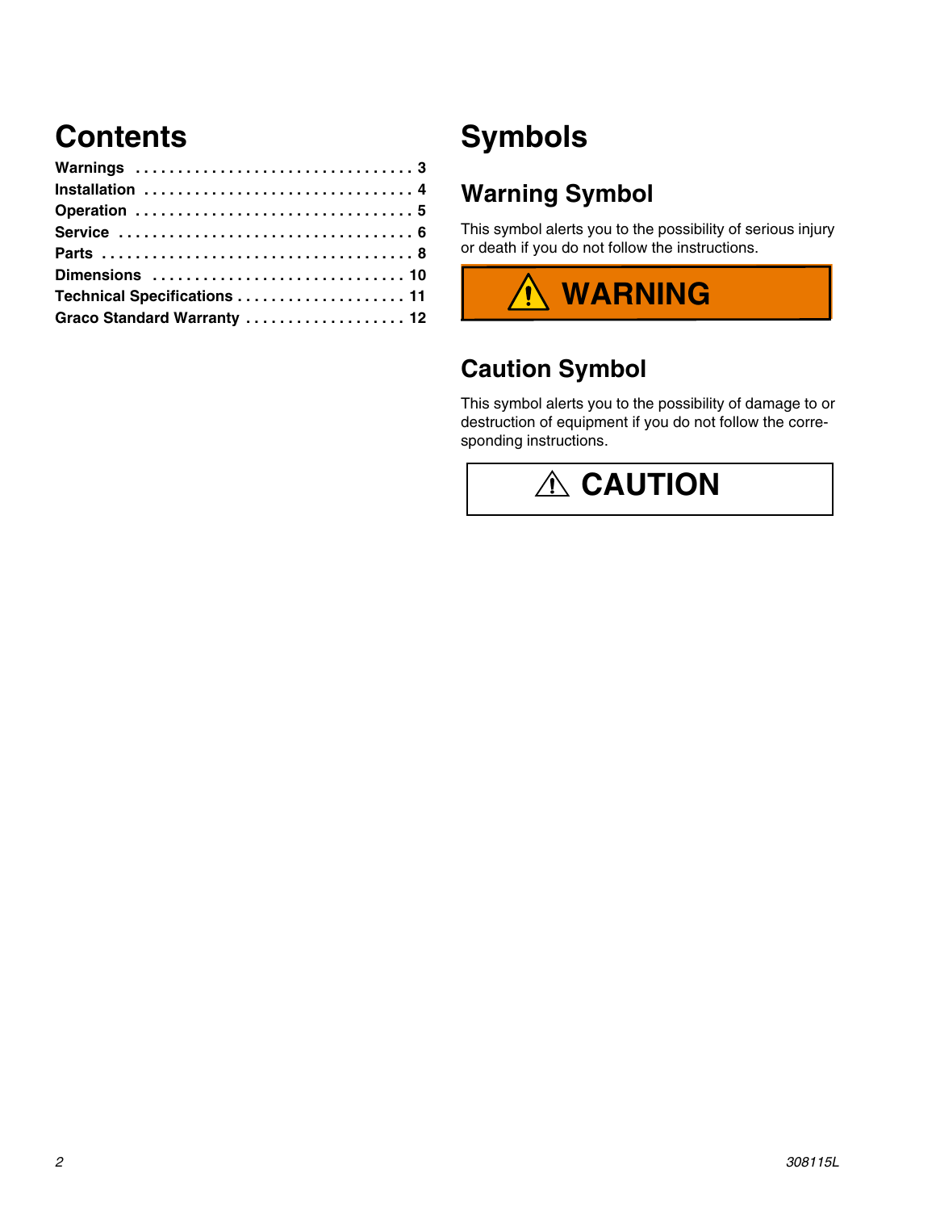# Contents

| Section | Page |
| --- | --- |
| **Warnings** | **3** |
| **Installation** | **4** |
| **Operation** | **5** |
| **Service** | **6** |
| **Parts** | **8** |
| **Dimensions** | **10** |
| **Technical Specifications** | **11** |
| **Graco Standard Warranty** | **12** |

# Symbols

## Warning Symbol

This symbol alerts you to the possibility of serious injury or death if you do not follow the instructions.

**⚠ WARNING**

## Caution Symbol

This symbol alerts you to the possibility of damage to or destruction of equipment if you do not follow the corresponding instructions.

**⚠ CAUTION**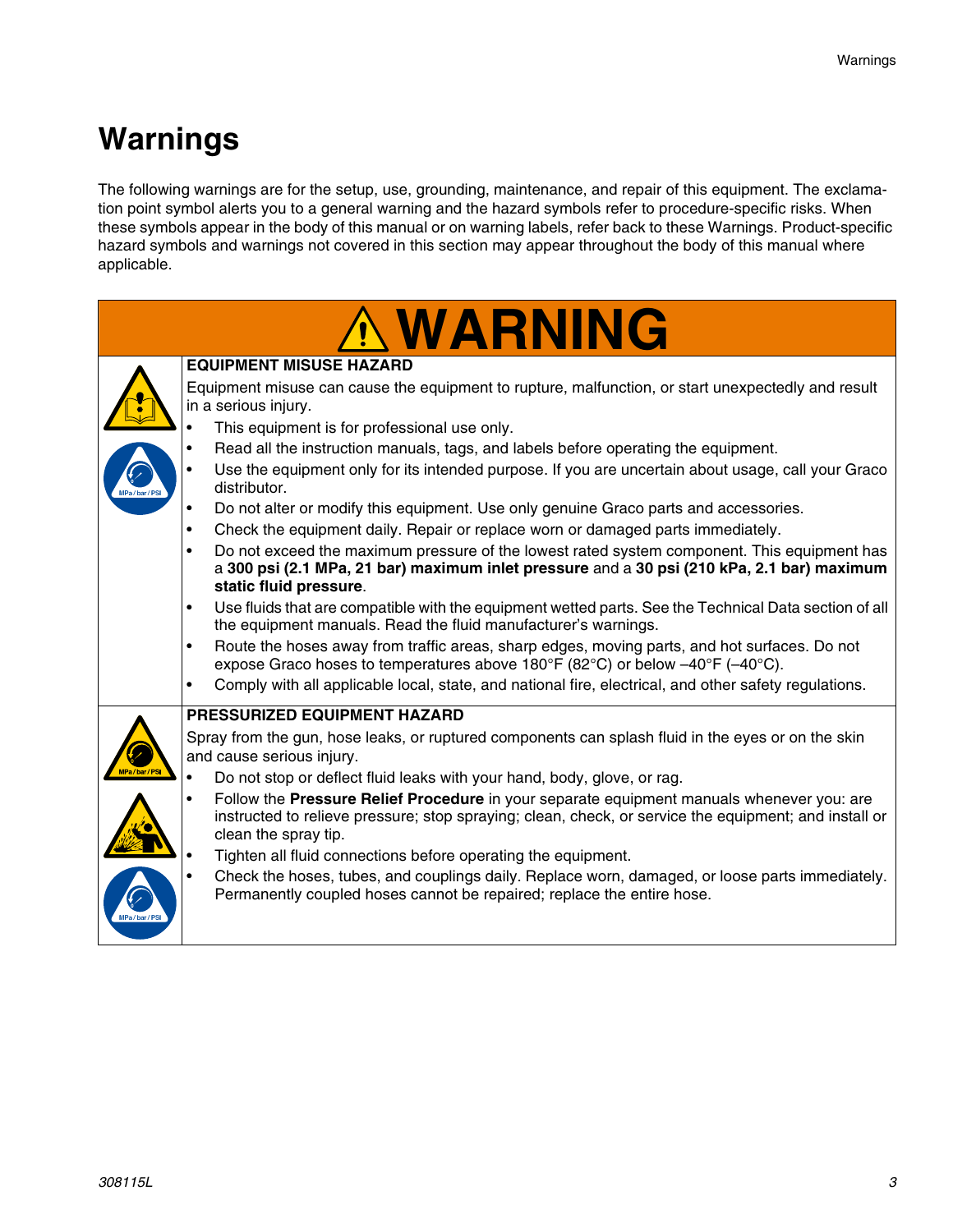# Warnings

The following warnings are for the setup, use, grounding, maintenance, and repair of this equipment. The exclamation point symbol alerts you to a general warning and the hazard symbols refer to procedure-specific risks. When these symbols appear in the body of this manual or on warning labels, refer back to these Warnings. Product-specific hazard symbols and warnings not covered in this section may appear throughout the body of this manual where applicable.

## WARNING

**EQUIPMENT MISUSE HAZARD**

Equipment misuse can cause the equipment to rupture, malfunction, or start unexpectedly and result in a serious injury.

- This equipment is for professional use only.
- Read all the instruction manuals, tags, and labels before operating the equipment.
- Use the equipment only for its intended purpose. If you are uncertain about usage, call your Graco distributor.
- Do not alter or modify this equipment. Use only genuine Graco parts and accessories.
- Check the equipment daily. Repair or replace worn or damaged parts immediately.
- Do not exceed the maximum pressure of the lowest rated system component. This equipment has a **300 psi (2.1 MPa, 21 bar) maximum inlet pressure** and a **30 psi (210 kPa, 2.1 bar) maximum static fluid pressure**.
- Use fluids that are compatible with the equipment wetted parts. See the Technical Data section of all the equipment manuals. Read the fluid manufacturer's warnings.
- Route the hoses away from traffic areas, sharp edges, moving parts, and hot surfaces. Do not expose Graco hoses to temperatures above 180°F (82°C) or below –40°F (–40°C).
- Comply with all applicable local, state, and national fire, electrical, and other safety regulations.

**PRESSURIZED EQUIPMENT HAZARD**

Spray from the gun, hose leaks, or ruptured components can splash fluid in the eyes or on the skin and cause serious injury.

- Do not stop or deflect fluid leaks with your hand, body, glove, or rag.
- Follow the **Pressure Relief Procedure** in your separate equipment manuals whenever you: are instructed to relieve pressure; stop spraying; clean, check, or service the equipment; and install or clean the spray tip.
- Tighten all fluid connections before operating the equipment.
- Check the hoses, tubes, and couplings daily. Replace worn, damaged, or loose parts immediately. Permanently coupled hoses cannot be repaired; replace the entire hose.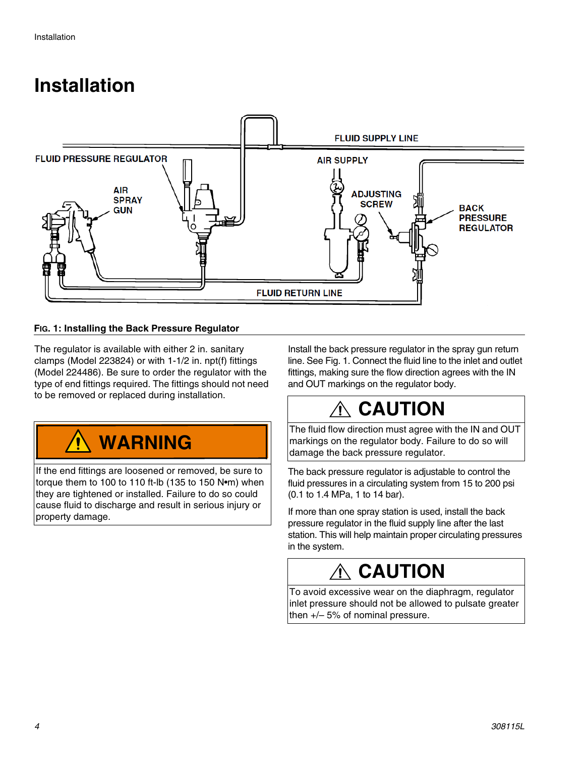# Installation

FLUID SUPPLY LINE

FLUID PRESSURE REGULATOR

AIR SUPPLY

AIR SPRAY GUN

ADJUSTING SCREW

BACK PRESSURE REGULATOR

FLUID RETURN LINE

**FIG. 1: Installing the Back Pressure Regulator**

The regulator is available with either 2 in. sanitary clamps (Model 223824) or with 1-1/2 in. npt(f) fittings (Model 224486). Be sure to order the regulator with the type of end fittings required. The fittings should not need to be removed or replaced during installation.

> **⚠ WARNING**
>
> If the end fittings are loosened or removed, be sure to torque them to 100 to 110 ft-lb (135 to 150 N•m) when they are tightened or installed. Failure to do so could cause fluid to discharge and result in serious injury or property damage.

Install the back pressure regulator in the spray gun return line. See Fig. 1. Connect the fluid line to the inlet and outlet fittings, making sure the flow direction agrees with the IN and OUT markings on the regulator body.

> **⚠ CAUTION**
>
> The fluid flow direction must agree with the IN and OUT markings on the regulator body. Failure to do so will damage the back pressure regulator.

The back pressure regulator is adjustable to control the fluid pressures in a circulating system from 15 to 200 psi (0.1 to 1.4 MPa, 1 to 14 bar).

If more than one spray station is used, install the back pressure regulator in the fluid supply line after the last station. This will help maintain proper circulating pressures in the system.

> **⚠ CAUTION**
>
> To avoid excessive wear on the diaphragm, regulator inlet pressure should not be allowed to pulsate greater then +/– 5% of nominal pressure.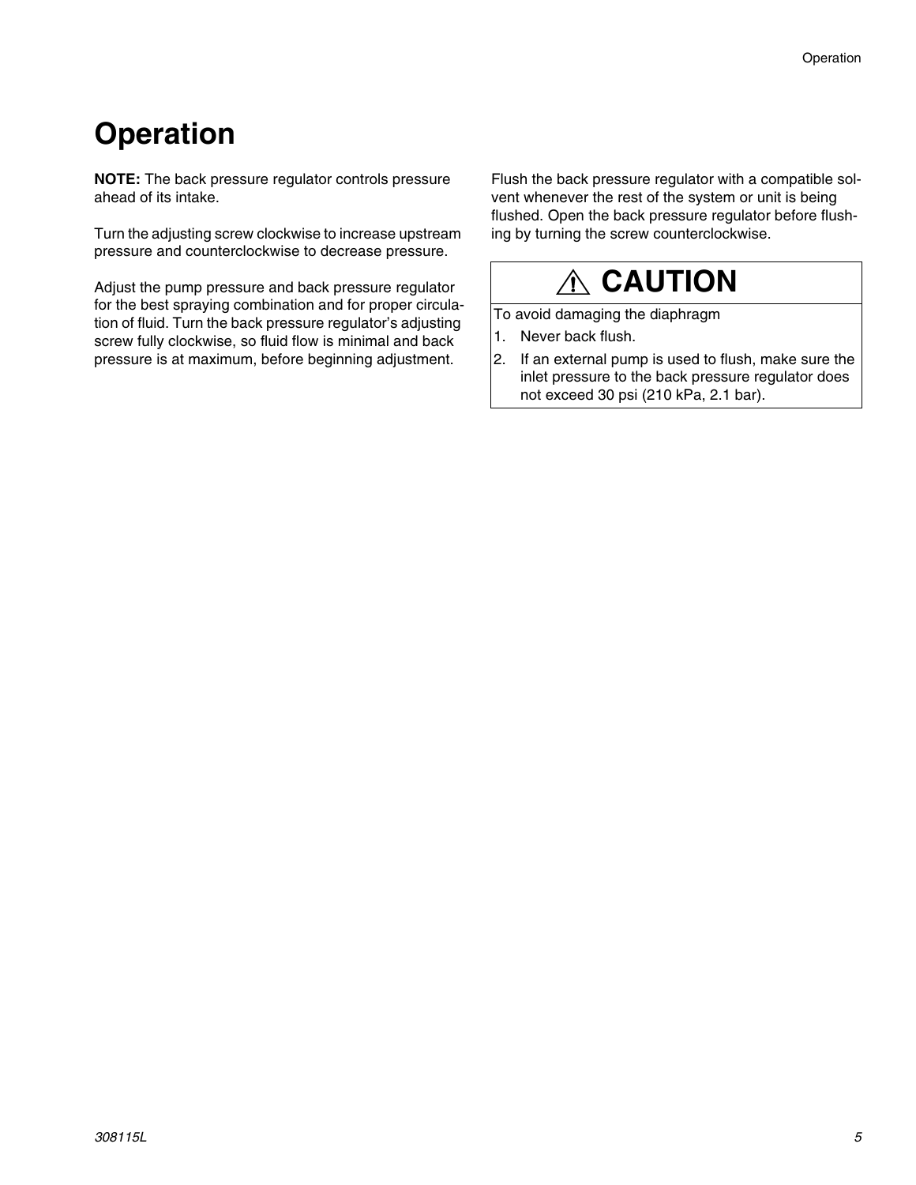# Operation

**NOTE:** The back pressure regulator controls pressure ahead of its intake.

Turn the adjusting screw clockwise to increase upstream pressure and counterclockwise to decrease pressure.

Adjust the pump pressure and back pressure regulator for the best spraying combination and for proper circulation of fluid. Turn the back pressure regulator's adjusting screw fully clockwise, so fluid flow is minimal and back pressure is at maximum, before beginning adjustment.

Flush the back pressure regulator with a compatible solvent whenever the rest of the system or unit is being flushed. Open the back pressure regulator before flushing by turning the screw counterclockwise.

## ⚠ CAUTION

To avoid damaging the diaphragm

1. Never back flush.
2. If an external pump is used to flush, make sure the inlet pressure to the back pressure regulator does not exceed 30 psi (210 kPa, 2.1 bar).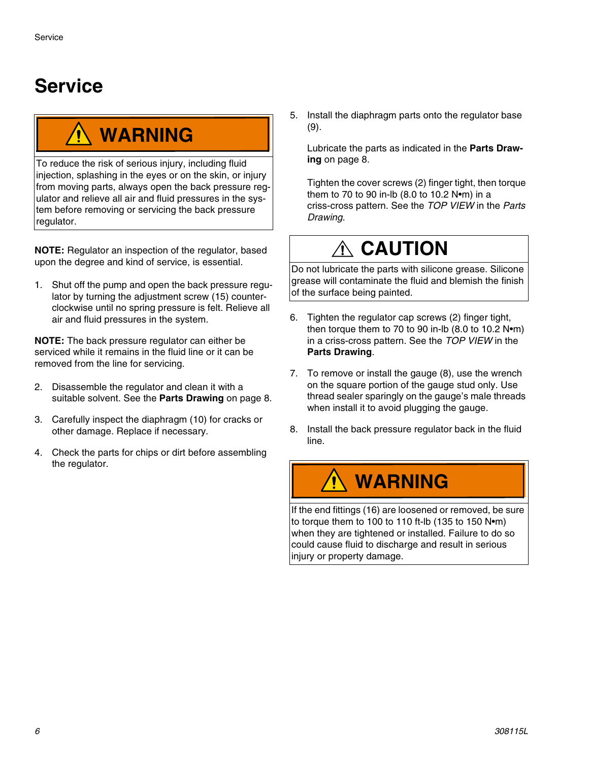# Service

**⚠ WARNING**

To reduce the risk of serious injury, including fluid injection, splashing in the eyes or on the skin, or injury from moving parts, always open the back pressure regulator and relieve all air and fluid pressures in the system before removing or servicing the back pressure regulator.

**NOTE:** Regulator an inspection of the regulator, based upon the degree and kind of service, is essential.

1. Shut off the pump and open the back pressure regulator by turning the adjustment screw (15) counterclockwise until no spring pressure is felt. Relieve all air and fluid pressures in the system.

**NOTE:** The back pressure regulator can either be serviced while it remains in the fluid line or it can be removed from the line for servicing.

2. Disassemble the regulator and clean it with a suitable solvent. See the **Parts Drawing** on page 8.
3. Carefully inspect the diaphragm (10) for cracks or other damage. Replace if necessary.
4. Check the parts for chips or dirt before assembling the regulator.
5. Install the diaphragm parts onto the regulator base (9).

   Lubricate the parts as indicated in the **Parts Drawing** on page 8.

   Tighten the cover screws (2) finger tight, then torque them to 70 to 90 in-lb (8.0 to 10.2 N•m) in a criss-cross pattern. See the *TOP VIEW* in the *Parts Drawing*.

**⚠ CAUTION**

Do not lubricate the parts with silicone grease. Silicone grease will contaminate the fluid and blemish the finish of the surface being painted.

6. Tighten the regulator cap screws (2) finger tight, then torque them to 70 to 90 in-lb (8.0 to 10.2 N•m) in a criss-cross pattern. See the *TOP VIEW* in the **Parts Drawing**.
7. To remove or install the gauge (8), use the wrench on the square portion of the gauge stud only. Use thread sealer sparingly on the gauge's male threads when install it to avoid plugging the gauge.
8. Install the back pressure regulator back in the fluid line.

**⚠ WARNING**

If the end fittings (16) are loosened or removed, be sure to torque them to 100 to 110 ft-lb (135 to 150 N•m) when they are tightened or installed. Failure to do so could cause fluid to discharge and result in serious injury or property damage.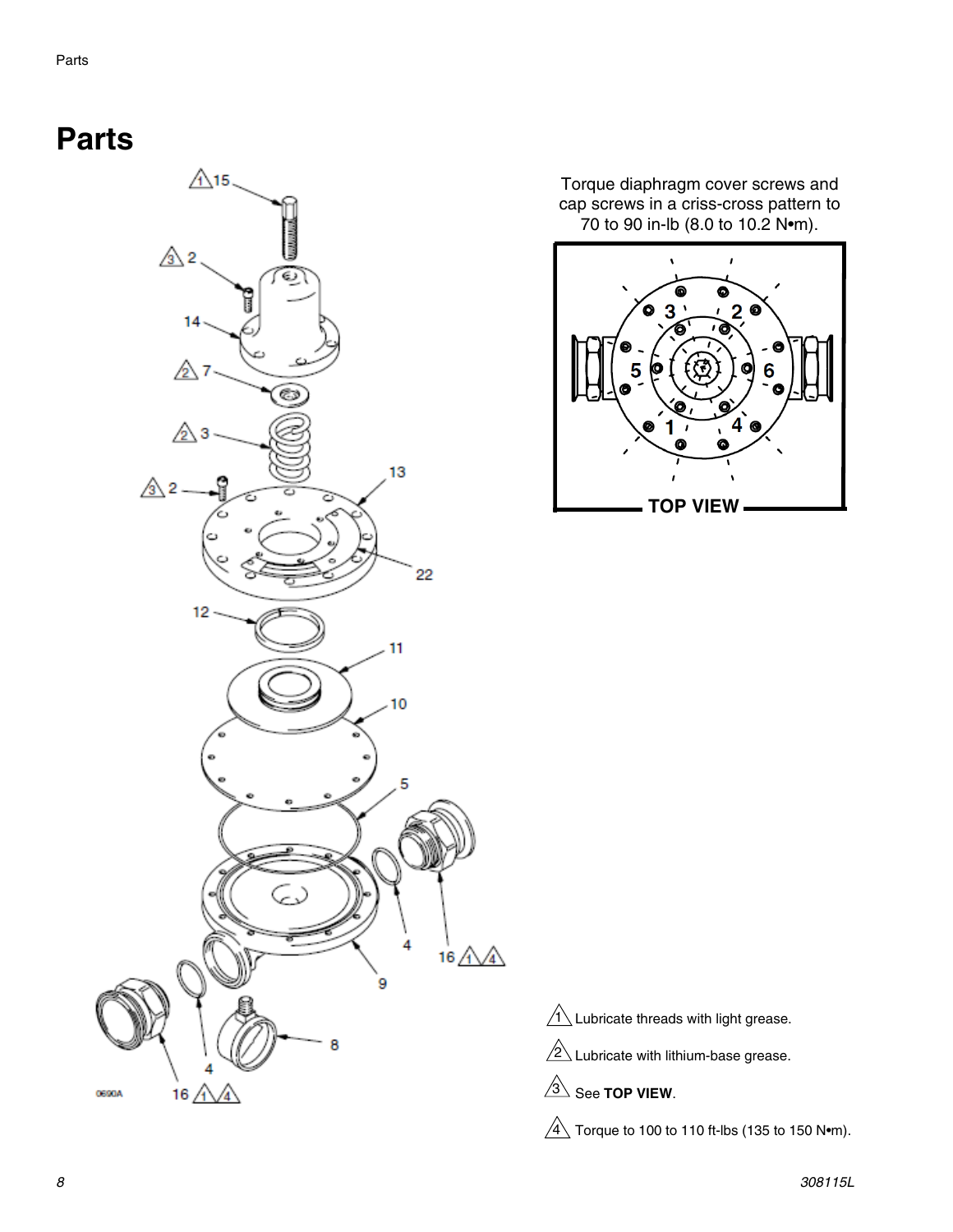# Parts

Torque diaphragm cover screws and cap screws in a criss-cross pattern to 70 to 90 in-lb (8.0 to 10.2 N•m).

TOP VIEW

1 Lubricate threads with light grease.

2 Lubricate with lithium-base grease.

3 See **TOP VIEW**.

4 Torque to 100 to 110 ft-lbs (135 to 150 N•m).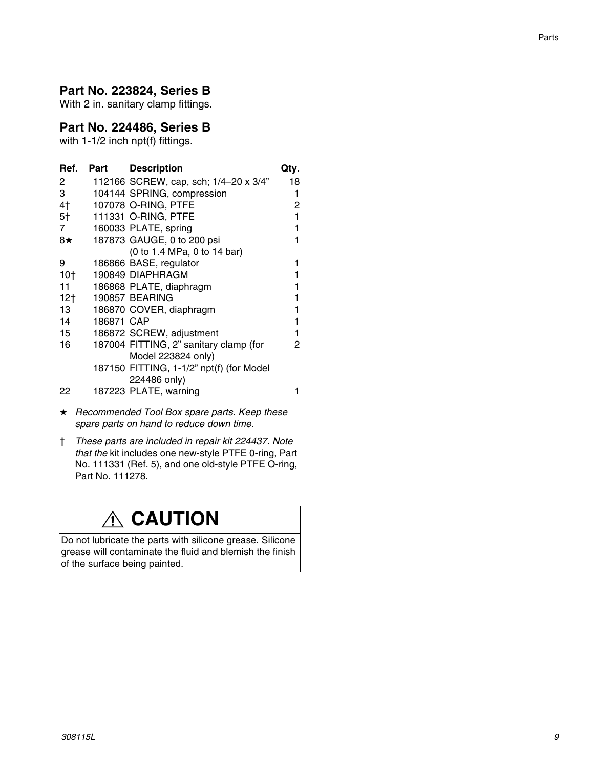### Part No. 223824, Series B

With 2 in. sanitary clamp fittings.

### Part No. 224486, Series B

with 1-1/2 inch npt(f) fittings.

| Ref. | Part | Description | Qty. |
|---|---|---|---|
| 2 | 112166 | SCREW, cap, sch; 1/4–20 x 3/4” | 18 |
| 3 | 104144 | SPRING, compression | 1 |
| 4† | 107078 | O-RING, PTFE | 2 |
| 5† | 111331 | O-RING, PTFE | 1 |
| 7 | 160033 | PLATE, spring | 1 |
| 8★ | 187873 | GAUGE, 0 to 200 psi (0 to 1.4 MPa, 0 to 14 bar) | 1 |
| 9 | 186866 | BASE, regulator | 1 |
| 10† | 190849 | DIAPHRAGM | 1 |
| 11 | 186868 | PLATE, diaphragm | 1 |
| 12† | 190857 | BEARING | 1 |
| 13 | 186870 | COVER, diaphragm | 1 |
| 14 | 186871 | CAP | 1 |
| 15 | 186872 | SCREW, adjustment | 1 |
| 16 | 187004 | FITTING, 2” sanitary clamp (for Model 223824 only) | 2 |
| | 187150 | FITTING, 1-1/2” npt(f) (for Model 224486 only) | |
| 22 | 187223 | PLATE, warning | 1 |

★ *Recommended Tool Box spare parts. Keep these spare parts on hand to reduce down time.*

† *These parts are included in repair kit 224437. Note that the* kit includes one new-style PTFE 0-ring, Part No. 111331 (Ref. 5), and one old-style PTFE O-ring, Part No. 111278.

**⚠ CAUTION**

Do not lubricate the parts with silicone grease. Silicone grease will contaminate the fluid and blemish the finish of the surface being painted.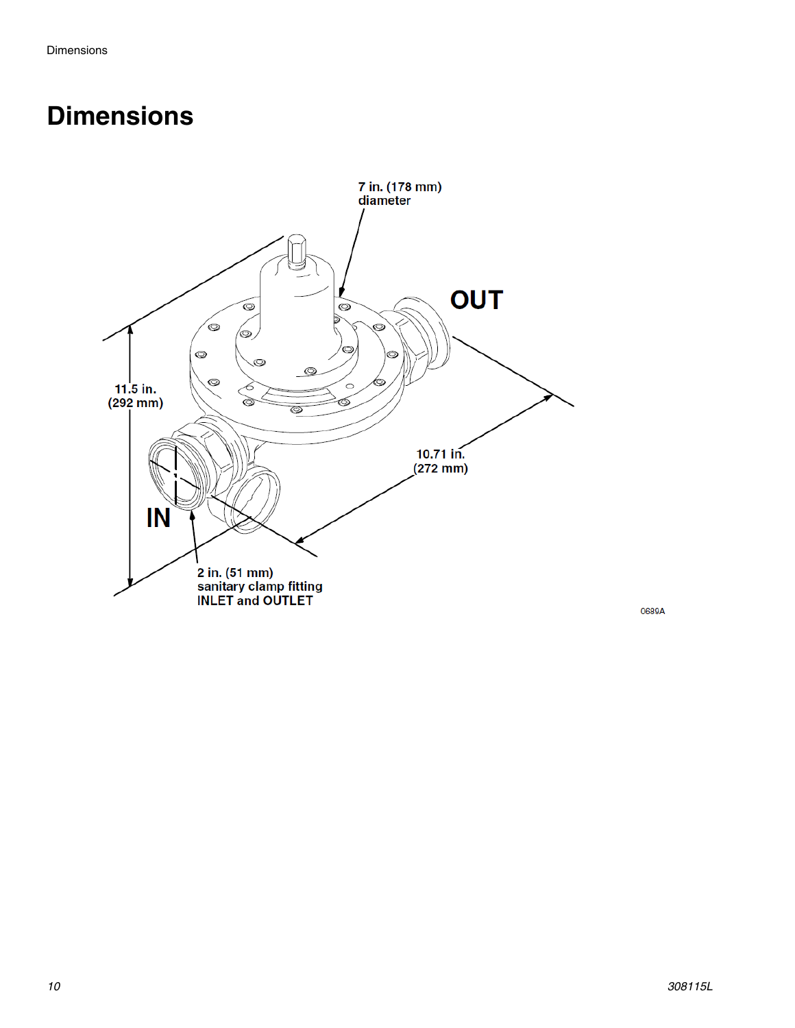# Dimensions

7 in. (178 mm) diameter

OUT

11.5 in. (292 mm)

10.71 in. (272 mm)

IN

2 in. (51 mm) sanitary clamp fitting INLET and OUTLET

0689A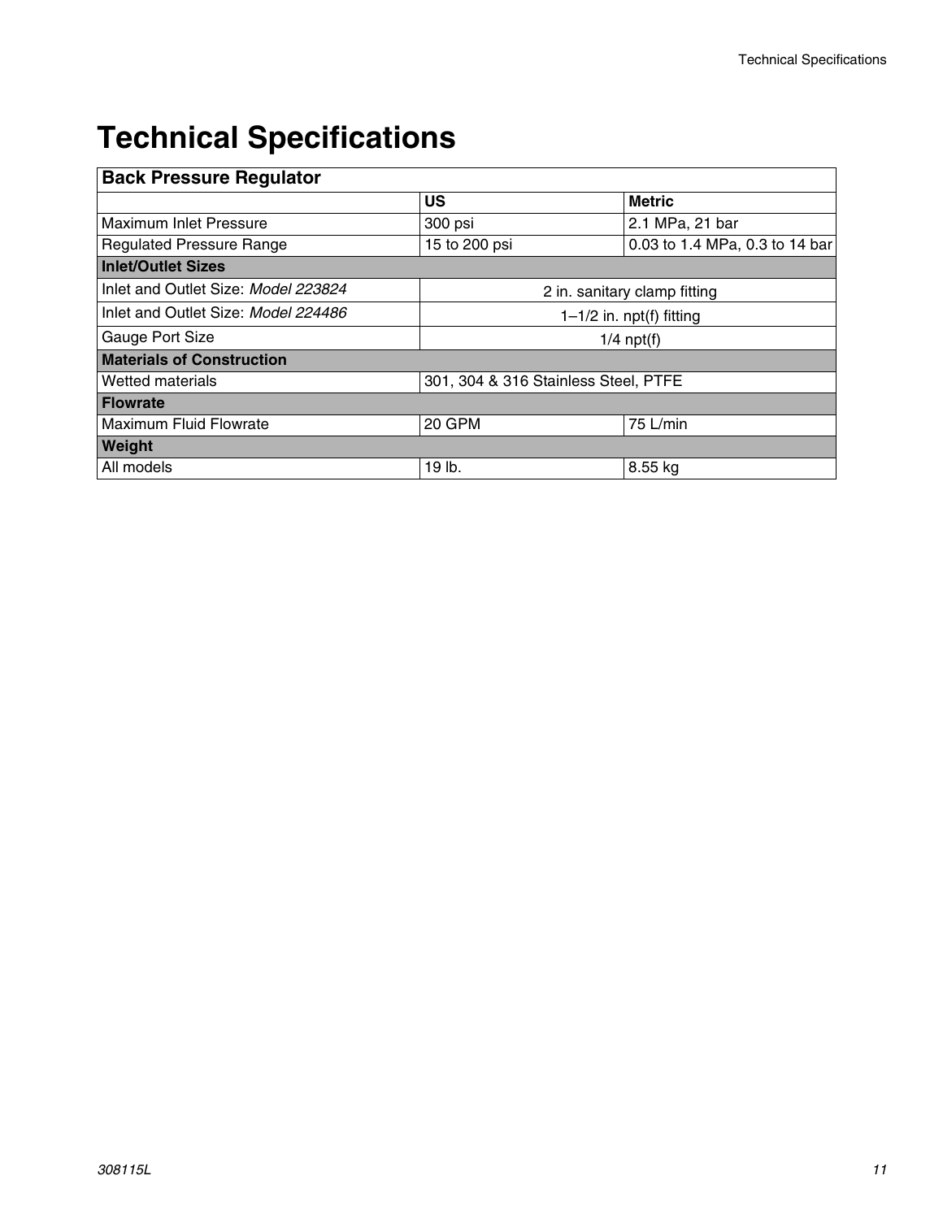# Technical Specifications

| Back Pressure Regulator | | |
|---|---|---|
| | **US** | **Metric** |
| Maximum Inlet Pressure | 300 psi | 2.1 MPa, 21 bar |
| Regulated Pressure Range | 15 to 200 psi | 0.03 to 1.4 MPa, 0.3 to 14 bar |
| **Inlet/Outlet Sizes** | | |
| Inlet and Outlet Size: *Model 223824* | 2 in. sanitary clamp fitting | |
| Inlet and Outlet Size: *Model 224486* | 1–1/2 in. npt(f) fitting | |
| Gauge Port Size | 1/4 npt(f) | |
| **Materials of Construction** | | |
| Wetted materials | 301, 304 & 316 Stainless Steel, PTFE | |
| **Flowrate** | | |
| Maximum Fluid Flowrate | 20 GPM | 75 L/min |
| **Weight** | | |
| All models | 19 lb. | 8.55 kg |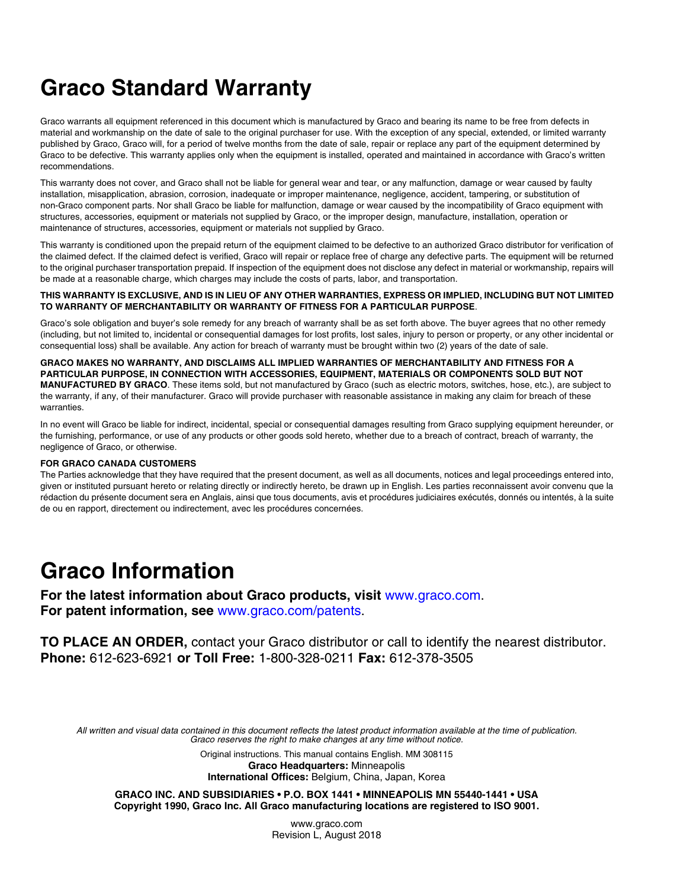# Graco Standard Warranty

Graco warrants all equipment referenced in this document which is manufactured by Graco and bearing its name to be free from defects in material and workmanship on the date of sale to the original purchaser for use. With the exception of any special, extended, or limited warranty published by Graco, Graco will, for a period of twelve months from the date of sale, repair or replace any part of the equipment determined by Graco to be defective. This warranty applies only when the equipment is installed, operated and maintained in accordance with Graco's written recommendations.

This warranty does not cover, and Graco shall not be liable for general wear and tear, or any malfunction, damage or wear caused by faulty installation, misapplication, abrasion, corrosion, inadequate or improper maintenance, negligence, accident, tampering, or substitution of non-Graco component parts. Nor shall Graco be liable for malfunction, damage or wear caused by the incompatibility of Graco equipment with structures, accessories, equipment or materials not supplied by Graco, or the improper design, manufacture, installation, operation or maintenance of structures, accessories, equipment or materials not supplied by Graco.

This warranty is conditioned upon the prepaid return of the equipment claimed to be defective to an authorized Graco distributor for verification of the claimed defect. If the claimed defect is verified, Graco will repair or replace free of charge any defective parts. The equipment will be returned to the original purchaser transportation prepaid. If inspection of the equipment does not disclose any defect in material or workmanship, repairs will be made at a reasonable charge, which charges may include the costs of parts, labor, and transportation.

**THIS WARRANTY IS EXCLUSIVE, AND IS IN LIEU OF ANY OTHER WARRANTIES, EXPRESS OR IMPLIED, INCLUDING BUT NOT LIMITED TO WARRANTY OF MERCHANTABILITY OR WARRANTY OF FITNESS FOR A PARTICULAR PURPOSE**.

Graco's sole obligation and buyer's sole remedy for any breach of warranty shall be as set forth above. The buyer agrees that no other remedy (including, but not limited to, incidental or consequential damages for lost profits, lost sales, injury to person or property, or any other incidental or consequential loss) shall be available. Any action for breach of warranty must be brought within two (2) years of the date of sale.

**GRACO MAKES NO WARRANTY, AND DISCLAIMS ALL IMPLIED WARRANTIES OF MERCHANTABILITY AND FITNESS FOR A PARTICULAR PURPOSE, IN CONNECTION WITH ACCESSORIES, EQUIPMENT, MATERIALS OR COMPONENTS SOLD BUT NOT MANUFACTURED BY GRACO**. These items sold, but not manufactured by Graco (such as electric motors, switches, hose, etc.), are subject to the warranty, if any, of their manufacturer. Graco will provide purchaser with reasonable assistance in making any claim for breach of these warranties.

In no event will Graco be liable for indirect, incidental, special or consequential damages resulting from Graco supplying equipment hereunder, or the furnishing, performance, or use of any products or other goods sold hereto, whether due to a breach of contract, breach of warranty, the negligence of Graco, or otherwise.

**FOR GRACO CANADA CUSTOMERS**

The Parties acknowledge that they have required that the present document, as well as all documents, notices and legal proceedings entered into, given or instituted pursuant hereto or relating directly or indirectly hereto, be drawn up in English. Les parties reconnaissent avoir convenu que la rédaction du présente document sera en Anglais, ainsi que tous documents, avis et procédures judiciaires exécutés, donnés ou intentés, à la suite de ou en rapport, directement ou indirectement, avec les procédures concernées.

# Graco Information

**For the latest information about Graco products, visit** www.graco.com.
**For patent information, see** www.graco.com/patents.

**TO PLACE AN ORDER,** contact your Graco distributor or call to identify the nearest distributor.
**Phone:** 612-623-6921 **or Toll Free:** 1-800-328-0211 **Fax:** 612-378-3505

*All written and visual data contained in this document reflects the latest product information available at the time of publication. Graco reserves the right to make changes at any time without notice.*

Original instructions. This manual contains English. MM 308115
**Graco Headquarters:** Minneapolis
**International Offices:** Belgium, China, Japan, Korea

**GRACO INC. AND SUBSIDIARIES • P.O. BOX 1441 • MINNEAPOLIS MN 55440-1441 • USA**
**Copyright 1990, Graco Inc. All Graco manufacturing locations are registered to ISO 9001.**

www.graco.com
Revision L, August 2018